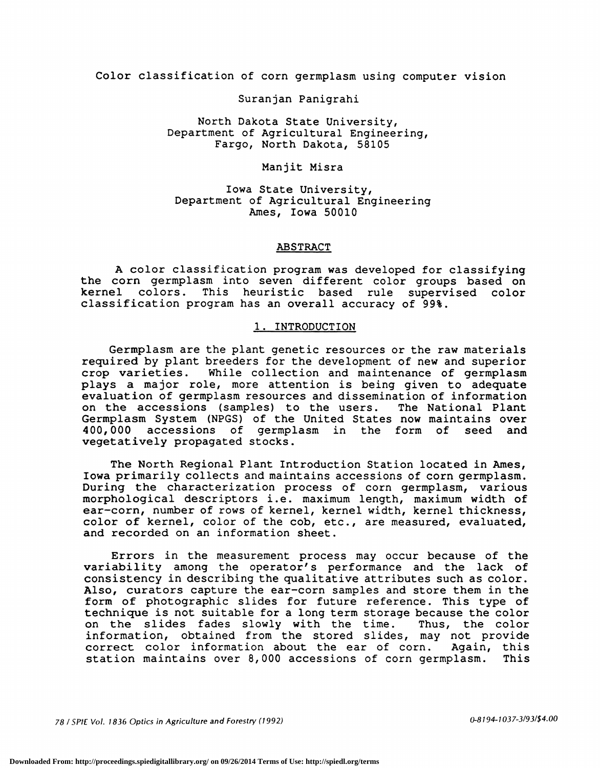# Color classification of corn germplasm using computer vision

Suranjan Panigrahi

North Dakota State University,
Department of Agricultural Engineering,
Fargo, North Dakota, 58105

Manjit Misra

Iowa State University,
Department of Agricultural Engineering
Ames, Iowa 50010

## ABSTRACT

A color classification program was developed for classifying the corn germplasm into seven different color groups based on kernel colors. This heuristic based rule supervised color classification program has an overall accuracy of 99%.

## 1. INTRODUCTION

Germplasm are the plant genetic resources or the raw materials required by plant breeders for the development of new and superior crop varieties. While collection and maintenance of germplasm plays a major role, more attention is being given to adequate evaluation of germplasm resources and dissemination of information on the accessions (samples) to the users. The National Plant Germplasm System (NPGS) of the United States now maintains over 400,000 accessions of germplasm in the form of seed and vegetatively propagated stocks.

The North Regional Plant Introduction Station located in Ames, Iowa primarily collects and maintains accessions of corn germplasm. During the characterization process of corn germplasm, various morphological descriptors i.e. maximum length, maximum width of ear-corn, number of rows of kernel, kernel width, kernel thickness, color of kernel, color of the cob, etc., are measured, evaluated, and recorded on an information sheet.

Errors in the measurement process may occur because of the variability among the operator's performance and the lack of consistency in describing the qualitative attributes such as color. Also, curators capture the ear-corn samples and store them in the form of photographic slides for future reference. This type of technique is not suitable for a long term storage because the color on the slides fades slowly with the time. Thus, the color information, obtained from the stored slides, may not provide correct color information about the ear of corn. Again, this station maintains over 8,000 accessions of corn germplasm. This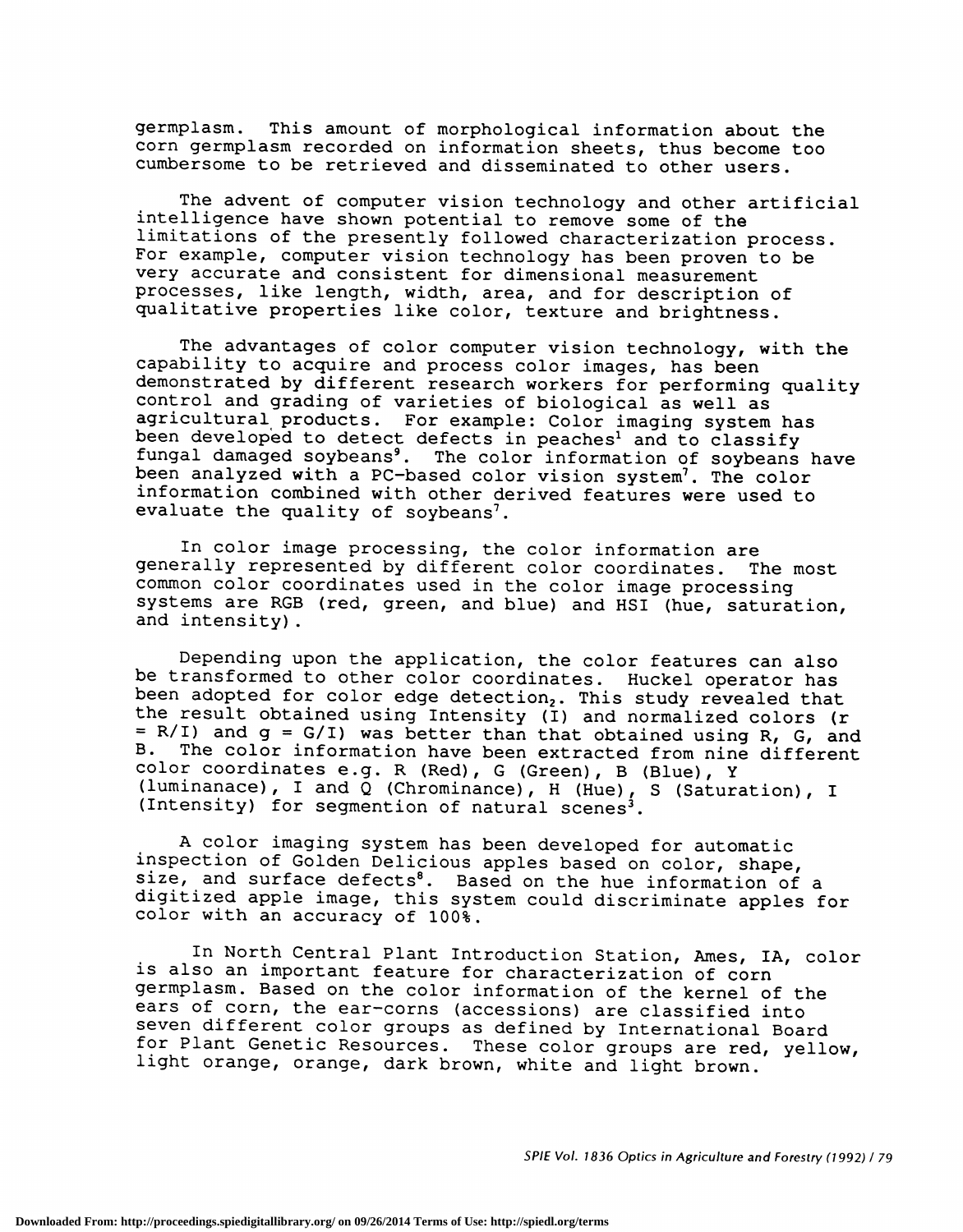germplasm. This amount of morphological information about the corn germplasm recorded on information sheets, thus become too cumbersome to be retrieved and disseminated to other users.

The advent of computer vision technology and other artificial intelligence have shown potential to remove some of the limitations of the presently followed characterization process. For example, computer vision technology has been proven to be very accurate and consistent for dimensional measurement processes, like length, width, area, and for description of qualitative properties like color, texture and brightness.

The advantages of color computer vision technology, with the capability to acquire and process color images, has been demonstrated by different research workers for performing quality control and grading of varieties of biological as well as agricultural products. For example: Color imaging system has been developed to detect defects in peaches[1] and to classify fungal damaged soybeans[9]. The color information of soybeans have been analyzed with a PC-based color vision system[7]. The color information combined with other derived features were used to evaluate the quality of soybeans[7].

In color image processing, the color information are generally represented by different color coordinates. The most common color coordinates used in the color image processing systems are RGB (red, green, and blue) and HSI (hue, saturation, and intensity).

Depending upon the application, the color features can also be transformed to other color coordinates. Huckel operator has been adopted for color edge detection[2]. This study revealed that the result obtained using Intensity (I) and normalized colors ($r = R/I$) and $g = G/I$) was better than that obtained using R, G, and B. The color information have been extracted from nine different color coordinates e.g. R (Red), G (Green), B (Blue), Y (luminanace), I and Q (Chrominance), H (Hue), S (Saturation), I (Intensity) for segmention of natural scenes[3].

A color imaging system has been developed for automatic inspection of Golden Delicious apples based on color, shape, size, and surface defects[8]. Based on the hue information of a digitized apple image, this system could discriminate apples for color with an accuracy of 100%.

In North Central Plant Introduction Station, Ames, IA, color is also an important feature for characterization of corn germplasm. Based on the color information of the kernel of the ears of corn, the ear-corns (accessions) are classified into seven different color groups as defined by International Board for Plant Genetic Resources. These color groups are red, yellow, light orange, orange, dark brown, white and light brown.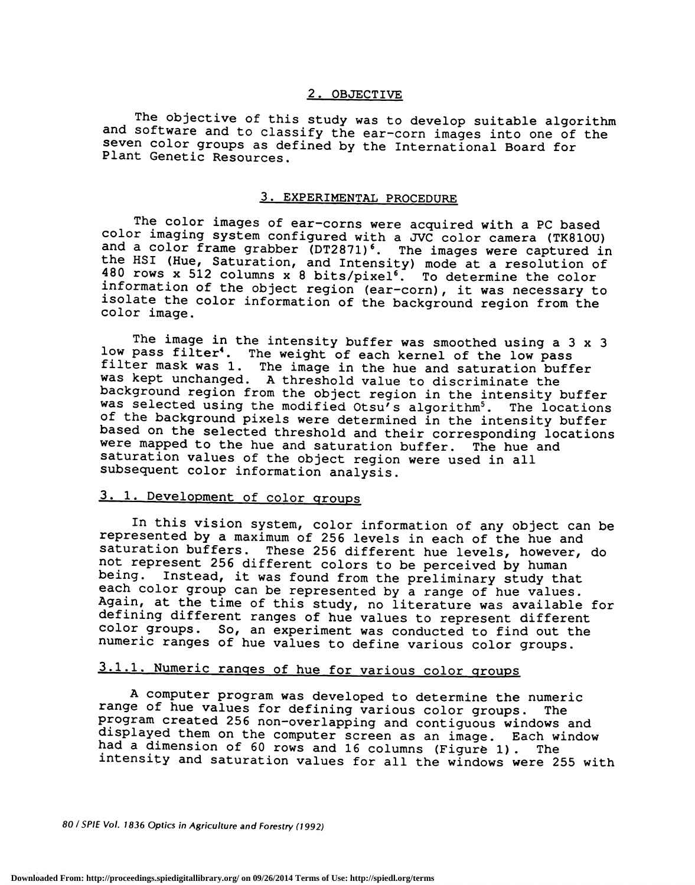## 2. OBJECTIVE

The objective of this study was to develop suitable algorithm and software and to classify the ear-corn images into one of the seven color groups as defined by the International Board for Plant Genetic Resources.

## 3. EXPERIMENTAL PROCEDURE

The color images of ear-corns were acquired with a PC based color imaging system configured with a JVC color camera (TK810U) and a color frame grabber (DT2871)[6]. The images were captured in the HSI (Hue, Saturation, and Intensity) mode at a resolution of 480 rows x 512 columns x 8 bits/pixel[6]. To determine the color information of the object region (ear-corn), it was necessary to isolate the color information of the background region from the color image.

The image in the intensity buffer was smoothed using a 3 x 3 low pass filter[4]. The weight of each kernel of the low pass filter mask was 1. The image in the hue and saturation buffer was kept unchanged. A threshold value to discriminate the background region from the object region in the intensity buffer was selected using the modified Otsu's algorithm[5]. The locations of the background pixels were determined in the intensity buffer based on the selected threshold and their corresponding locations were mapped to the hue and saturation buffer. The hue and saturation values of the object region were used in all subsequent color information analysis.

### 3. 1. Development of color groups

In this vision system, color information of any object can be represented by a maximum of 256 levels in each of the hue and saturation buffers. These 256 different hue levels, however, do not represent 256 different colors to be perceived by human being. Instead, it was found from the preliminary study that each color group can be represented by a range of hue values. Again, at the time of this study, no literature was available for defining different ranges of hue values to represent different color groups. So, an experiment was conducted to find out the numeric ranges of hue values to define various color groups.

#### 3.1.1. Numeric ranges of hue for various color groups

A computer program was developed to determine the numeric range of hue values for defining various color groups. The program created 256 non-overlapping and contiguous windows and displayed them on the computer screen as an image. Each window had a dimension of 60 rows and 16 columns (Figure 1). The intensity and saturation values for all the windows were 255 with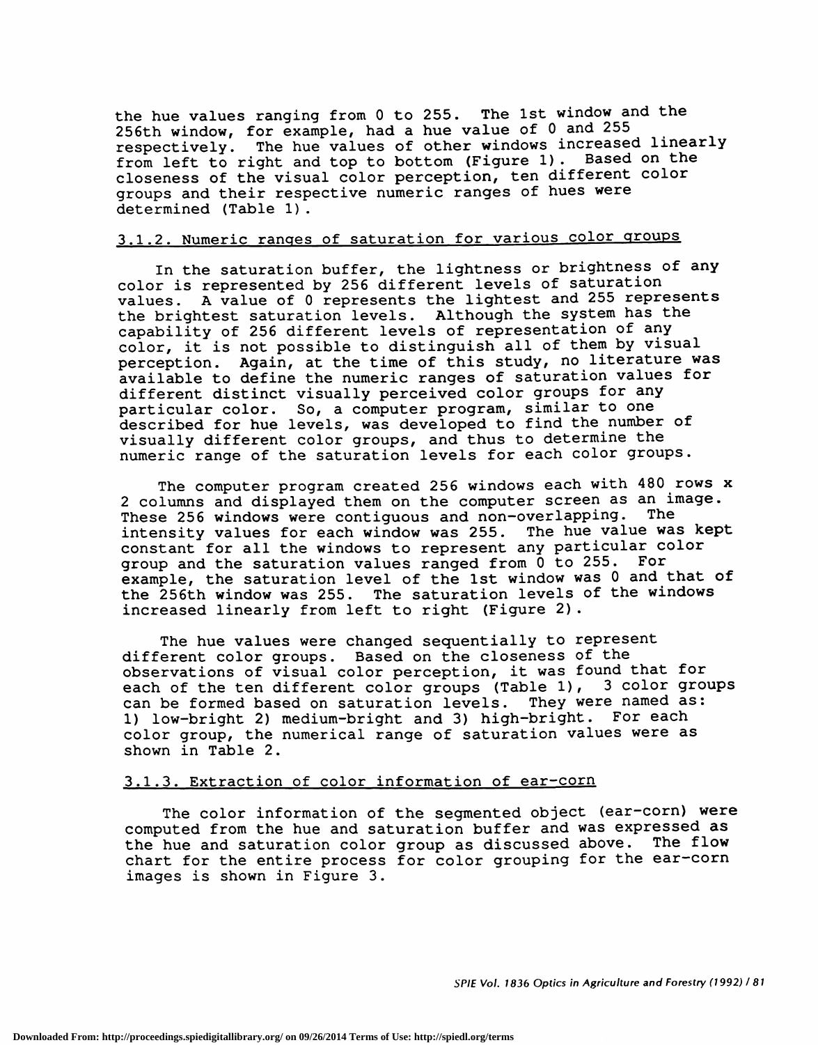the hue values ranging from 0 to 255. The 1st window and the 256th window, for example, had a hue value of 0 and 255 respectively. The hue values of other windows increased linearly from left to right and top to bottom (Figure 1). Based on the closeness of the visual color perception, ten different color groups and their respective numeric ranges of hues were determined (Table 1).

### 3.1.2. Numeric ranges of saturation for various color groups

In the saturation buffer, the lightness or brightness of any color is represented by 256 different levels of saturation values. A value of 0 represents the lightest and 255 represents the brightest saturation levels. Although the system has the capability of 256 different levels of representation of any color, it is not possible to distinguish all of them by visual perception. Again, at the time of this study, no literature was available to define the numeric ranges of saturation values for different distinct visually perceived color groups for any particular color. So, a computer program, similar to one described for hue levels, was developed to find the number of visually different color groups, and thus to determine the numeric range of the saturation levels for each color groups.

The computer program created 256 windows each with 480 rows x 2 columns and displayed them on the computer screen as an image. These 256 windows were contiguous and non-overlapping. The intensity values for each window was 255. The hue value was kept constant for all the windows to represent any particular color group and the saturation values ranged from 0 to 255. For example, the saturation level of the 1st window was 0 and that of the 256th window was 255. The saturation levels of the windows increased linearly from left to right (Figure 2).

The hue values were changed sequentially to represent different color groups. Based on the closeness of the observations of visual color perception, it was found that for each of the ten different color groups (Table 1), 3 color groups can be formed based on saturation levels. They were named as: 1) low-bright 2) medium-bright and 3) high-bright. For each color group, the numerical range of saturation values were as shown in Table 2.

### 3.1.3. Extraction of color information of ear-corn

The color information of the segmented object (ear-corn) were computed from the hue and saturation buffer and was expressed as the hue and saturation color group as discussed above. The flow chart for the entire process for color grouping for the ear-corn images is shown in Figure 3.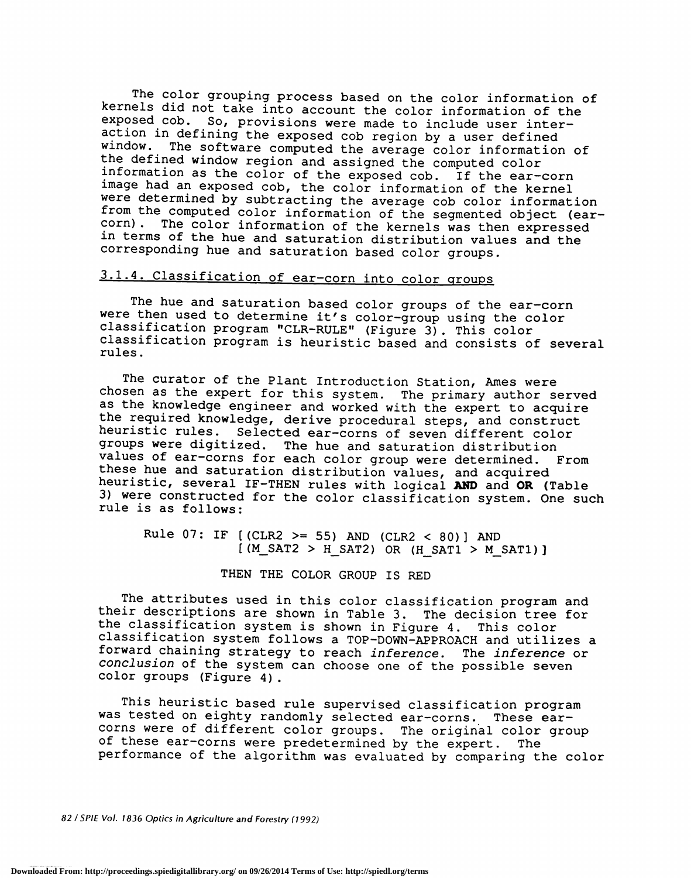The color grouping process based on the color information of kernels did not take into account the color information of the exposed cob. So, provisions were made to include user interaction in defining the exposed cob region by a user defined window. The software computed the average color information of the defined window region and assigned the computed color information as the color of the exposed cob. If the ear-corn image had an exposed cob, the color information of the kernel were determined by subtracting the average cob color information from the computed color information of the segmented object (ear-corn). The color information of the kernels was then expressed in terms of the hue and saturation distribution values and the corresponding hue and saturation based color groups.

### 3.1.4. Classification of ear-corn into color groups

The hue and saturation based color groups of the ear-corn were then used to determine it's color-group using the color classification program "CLR-RULE" (Figure 3). This color classification program is heuristic based and consists of several rules.

The curator of the Plant Introduction Station, Ames were chosen as the expert for this system. The primary author served as the knowledge engineer and worked with the expert to acquire the required knowledge, derive procedural steps, and construct heuristic rules. Selected ear-corns of seven different color groups were digitized. The hue and saturation distribution values of ear-corns for each color group were determined. From these hue and saturation distribution values, and acquired heuristic, several IF-THEN rules with logical **AND** and **OR** (Table 3) were constructed for the color classification system. One such rule is as follows:

```
Rule 07: IF [(CLR2 >= 55) AND (CLR2 < 80)] AND
            [(M_SAT2 > H_SAT2) OR (H_SAT1 > M_SAT1)]

         THEN THE COLOR GROUP IS RED
```

The attributes used in this color classification program and their descriptions are shown in Table 3. The decision tree for the classification system is shown in Figure 4. This color classification system follows a TOP-DOWN-APPROACH and utilizes a forward chaining strategy to reach *inference*. The *inference* or *conclusion* of the system can choose one of the possible seven color groups (Figure 4).

This heuristic based rule supervised classification program was tested on eighty randomly selected ear-corns. These ear-corns were of different color groups. The original color group of these ear-corns were predetermined by the expert. The performance of the algorithm was evaluated by comparing the color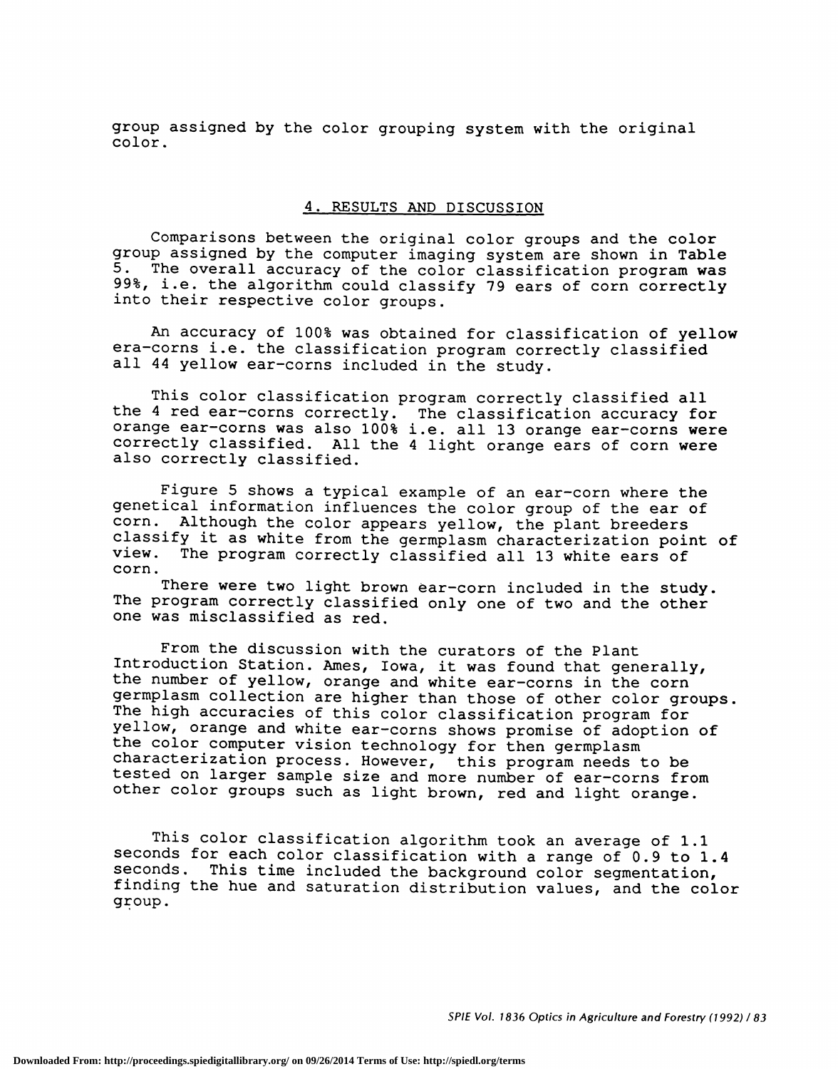group assigned by the color grouping system with the original color.

## 4. RESULTS AND DISCUSSION

Comparisons between the original color groups and the color group assigned by the computer imaging system are shown in Table 5. The overall accuracy of the color classification program was 99%, i.e. the algorithm could classify 79 ears of corn correctly into their respective color groups.

An accuracy of 100% was obtained for classification of yellow era-corns i.e. the classification program correctly classified all 44 yellow ear-corns included in the study.

This color classification program correctly classified all the 4 red ear-corns correctly. The classification accuracy for orange ear-corns was also 100% i.e. all 13 orange ear-corns were correctly classified. All the 4 light orange ears of corn were also correctly classified.

Figure 5 shows a typical example of an ear-corn where the genetical information influences the color group of the ear of corn. Although the color appears yellow, the plant breeders classify it as white from the germplasm characterization point of view. The program correctly classified all 13 white ears of corn.

There were two light brown ear-corn included in the study. The program correctly classified only one of two and the other one was misclassified as red.

From the discussion with the curators of the Plant Introduction Station. Ames, Iowa, it was found that generally, the number of yellow, orange and white ear-corns in the corn germplasm collection are higher than those of other color groups. The high accuracies of this color classification program for yellow, orange and white ear-corns shows promise of adoption of the color computer vision technology for then germplasm characterization process. However, this program needs to be tested on larger sample size and more number of ear-corns from other color groups such as light brown, red and light orange.

This color classification algorithm took an average of 1.1 seconds for each color classification with a range of 0.9 to 1.4 seconds. This time included the background color segmentation, finding the hue and saturation distribution values, and the color group.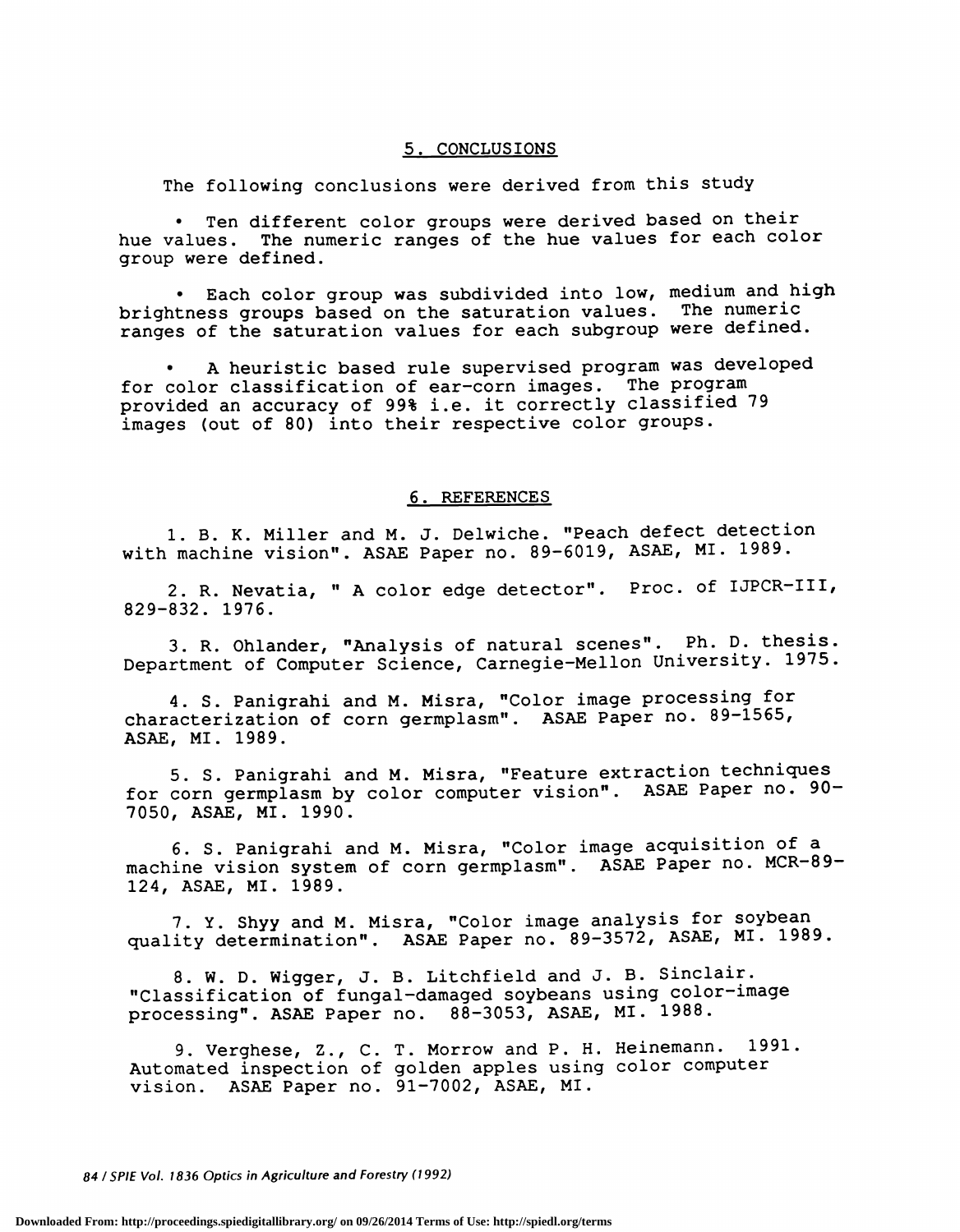## 5. CONCLUSIONS

The following conclusions were derived from this study

- Ten different color groups were derived based on their hue values. The numeric ranges of the hue values for each color group were defined.

- Each color group was subdivided into low, medium and high brightness groups based on the saturation values. The numeric ranges of the saturation values for each subgroup were defined.

- A heuristic based rule supervised program was developed for color classification of ear-corn images. The program provided an accuracy of 99% i.e. it correctly classified 79 images (out of 80) into their respective color groups.

## 6. REFERENCES

1. B. K. Miller and M. J. Delwiche. "Peach defect detection with machine vision". ASAE Paper no. 89-6019, ASAE, MI. 1989.

2. R. Nevatia, " A color edge detector". Proc. of IJPCR-III, 829-832. 1976.

3. R. Ohlander, "Analysis of natural scenes". Ph. D. thesis. Department of Computer Science, Carnegie-Mellon University. 1975.

4. S. Panigrahi and M. Misra, "Color image processing for characterization of corn germplasm". ASAE Paper no. 89-1565, ASAE, MI. 1989.

5. S. Panigrahi and M. Misra, "Feature extraction techniques for corn germplasm by color computer vision". ASAE Paper no. 90-7050, ASAE, MI. 1990.

6. S. Panigrahi and M. Misra, "Color image acquisition of a machine vision system of corn germplasm". ASAE Paper no. MCR-89-124, ASAE, MI. 1989.

7. Y. Shyy and M. Misra, "Color image analysis for soybean quality determination". ASAE Paper no. 89-3572, ASAE, MI. 1989.

8. W. D. Wigger, J. B. Litchfield and J. B. Sinclair. "Classification of fungal-damaged soybeans using color-image processing". ASAE Paper no. 88-3053, ASAE, MI. 1988.

9. Verghese, Z., C. T. Morrow and P. H. Heinemann. 1991. Automated inspection of golden apples using color computer vision. ASAE Paper no. 91-7002, ASAE, MI.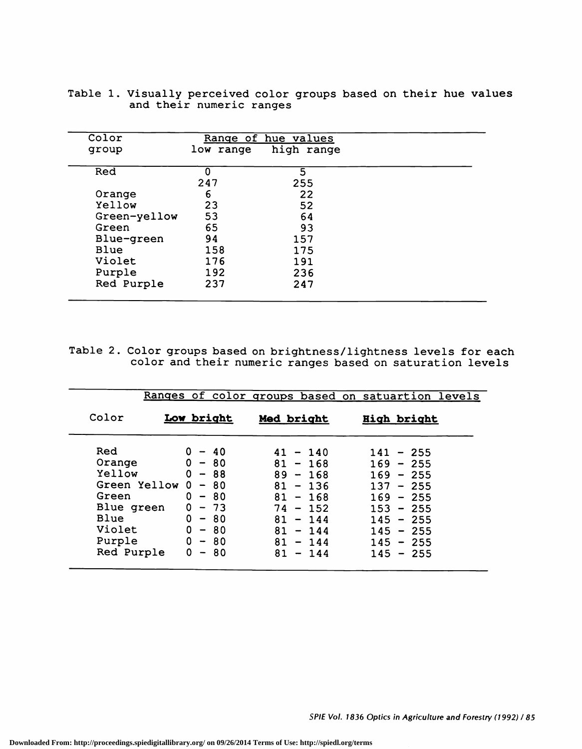Table 1. Visually perceived color groups based on their hue values and their numeric ranges

| Color group | Range of hue values | |
|---|---|---|
| | low range | high range |
| Red | 0 | 5 |
| | 247 | 255 |
| Orange | 6 | 22 |
| Yellow | 23 | 52 |
| Green-yellow | 53 | 64 |
| Green | 65 | 93 |
| Blue-green | 94 | 157 |
| Blue | 158 | 175 |
| Violet | 176 | 191 |
| Purple | 192 | 236 |
| Red Purple | 237 | 247 |

Table 2. Color groups based on brightness/lightness levels for each color and their numeric ranges based on saturation levels

| | Ranges of color groups based on satuartion levels | | |
|---|---|---|---|
| Color | **Low bright** | **Med bright** | **High bright** |
| Red | 0 - 40 | 41 - 140 | 141 - 255 |
| Orange | 0 - 80 | 81 - 168 | 169 - 255 |
| Yellow | 0 - 88 | 89 - 168 | 169 - 255 |
| Green Yellow | 0 - 80 | 81 - 136 | 137 - 255 |
| Green | 0 - 80 | 81 - 168 | 169 - 255 |
| Blue green | 0 - 73 | 74 - 152 | 153 - 255 |
| Blue | 0 - 80 | 81 - 144 | 145 - 255 |
| Violet | 0 - 80 | 81 - 144 | 145 - 255 |
| Purple | 0 - 80 | 81 - 144 | 145 - 255 |
| Red Purple | 0 - 80 | 81 - 144 | 145 - 255 |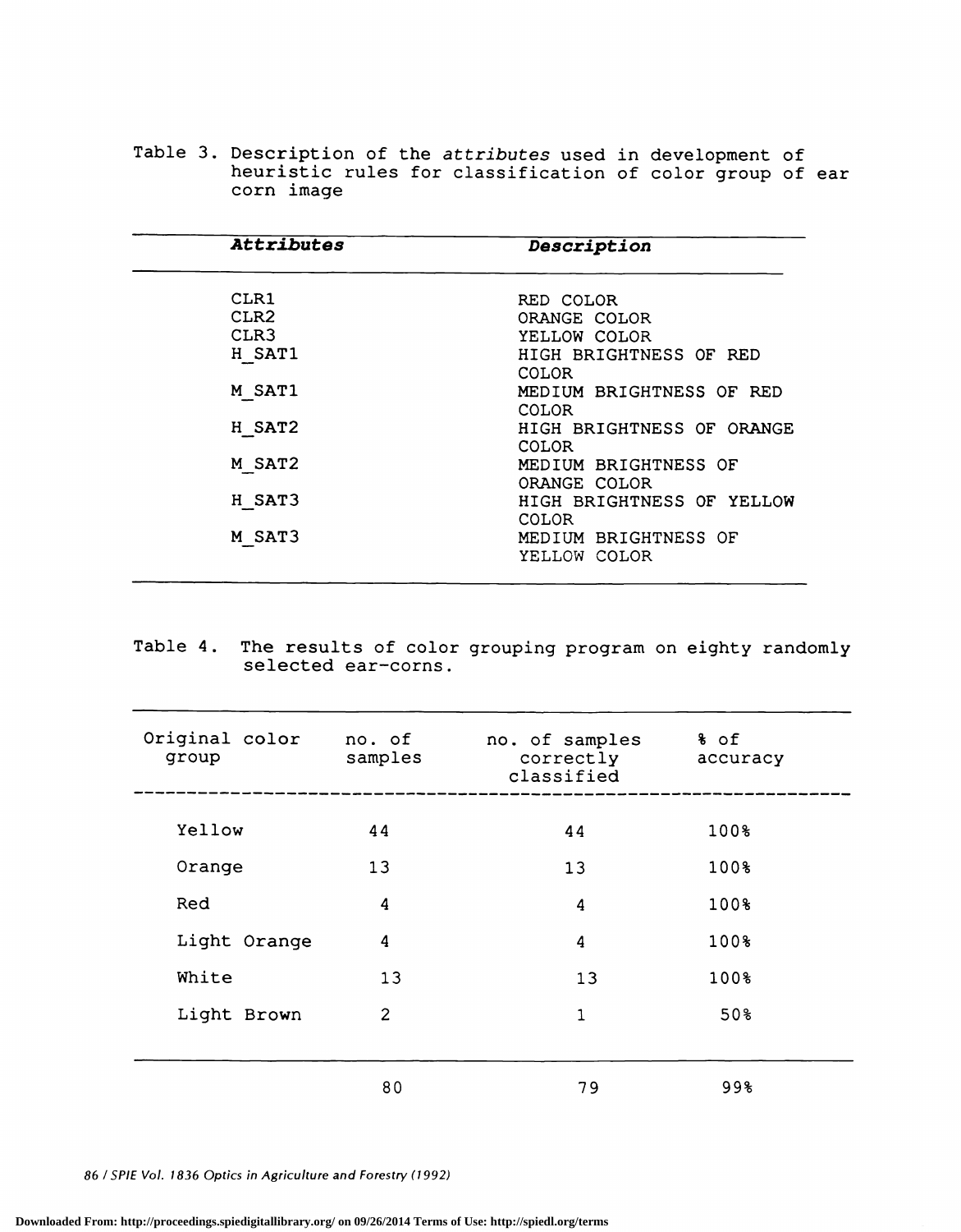Table 3. Description of the *attributes* used in development of heuristic rules for classification of color group of ear corn image

| ***Attributes*** | ***Description*** |
|---|---|
| CLR1 | RED COLOR |
| CLR2 | ORANGE COLOR |
| CLR3 | YELLOW COLOR |
| H_SAT1 | HIGH BRIGHTNESS OF RED COLOR |
| M_SAT1 | MEDIUM BRIGHTNESS OF RED COLOR |
| H_SAT2 | HIGH BRIGHTNESS OF ORANGE COLOR |
| M_SAT2 | MEDIUM BRIGHTNESS OF ORANGE COLOR |
| H_SAT3 | HIGH BRIGHTNESS OF YELLOW COLOR |
| M_SAT3 | MEDIUM BRIGHTNESS OF YELLOW COLOR |

Table 4. The results of color grouping program on eighty randomly selected ear-corns.

| Original color group | no. of samples | no. of samples correctly classified | % of accuracy |
|---|---|---|---|
| Yellow | 44 | 44 | 100% |
| Orange | 13 | 13 | 100% |
| Red | 4 | 4 | 100% |
| Light Orange | 4 | 4 | 100% |
| White | 13 | 13 | 100% |
| Light Brown | 2 | 1 | 50% |
| | 80 | 79 | 99% |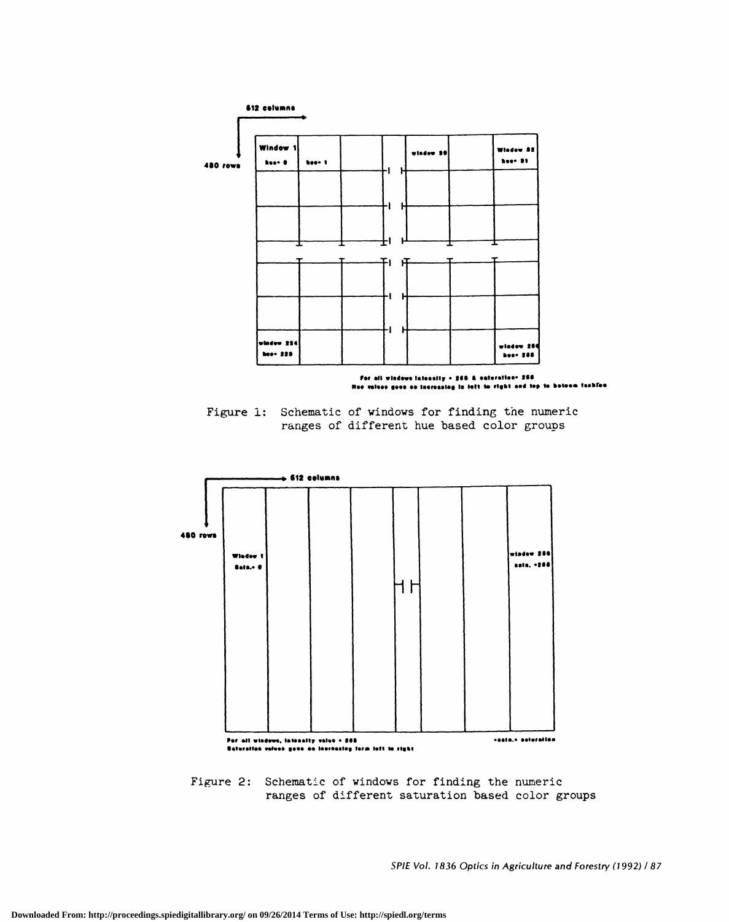Figure 1: Schematic of windows for finding the numeric ranges of different hue based color groups

Figure 2: Schematic of windows for finding the numeric ranges of different saturation based color groups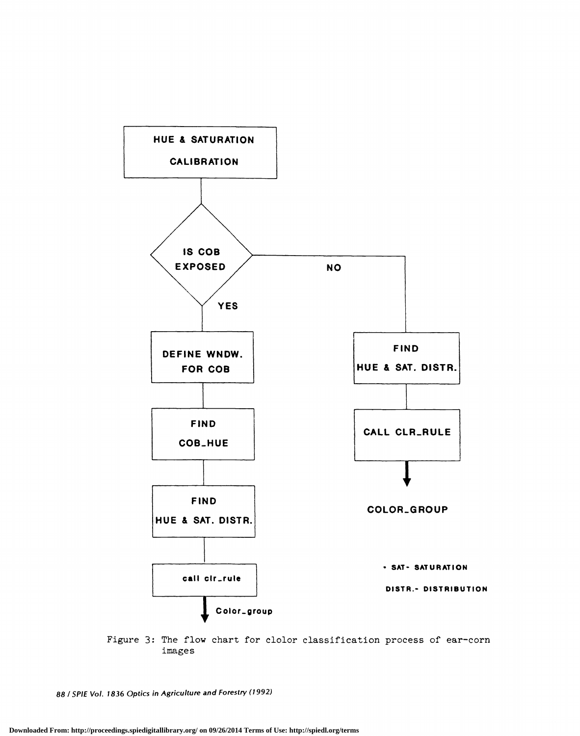HUE & SATURATION CALIBRATION

IS COB EXPOSED

YES

DEFINE WNDW. FOR COB

FIND COB_HUE

FIND HUE & SAT. DISTR.

call clr_rule

Color_group

NO

FIND HUE & SAT. DISTR.

CALL CLR_RULE

COLOR_GROUP

* SAT- SATURATION

DISTR.- DISTRIBUTION

Figure 3: The flow chart for clolor classification process of ear-corn images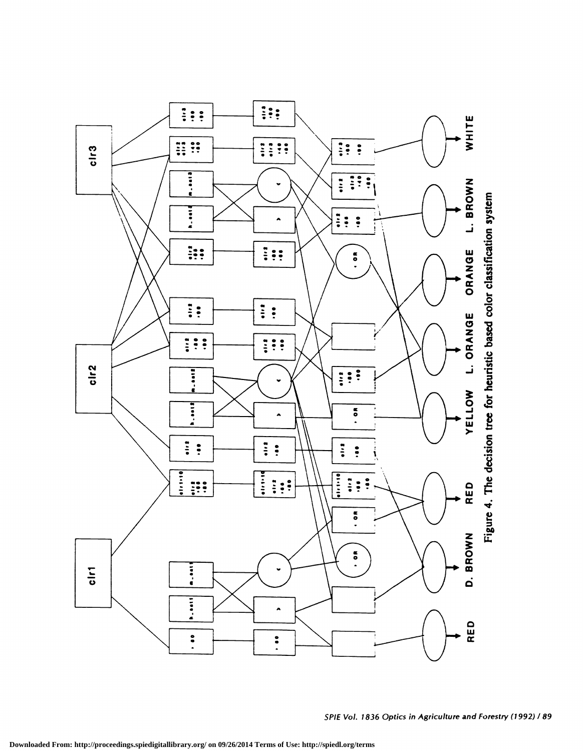clr1 clr2 clr3

RED D. BROWN RED YELLOW L. ORANGE ORANGE L. BROWN WHITE

Figure 4. The decision tree for heuristic based color classification system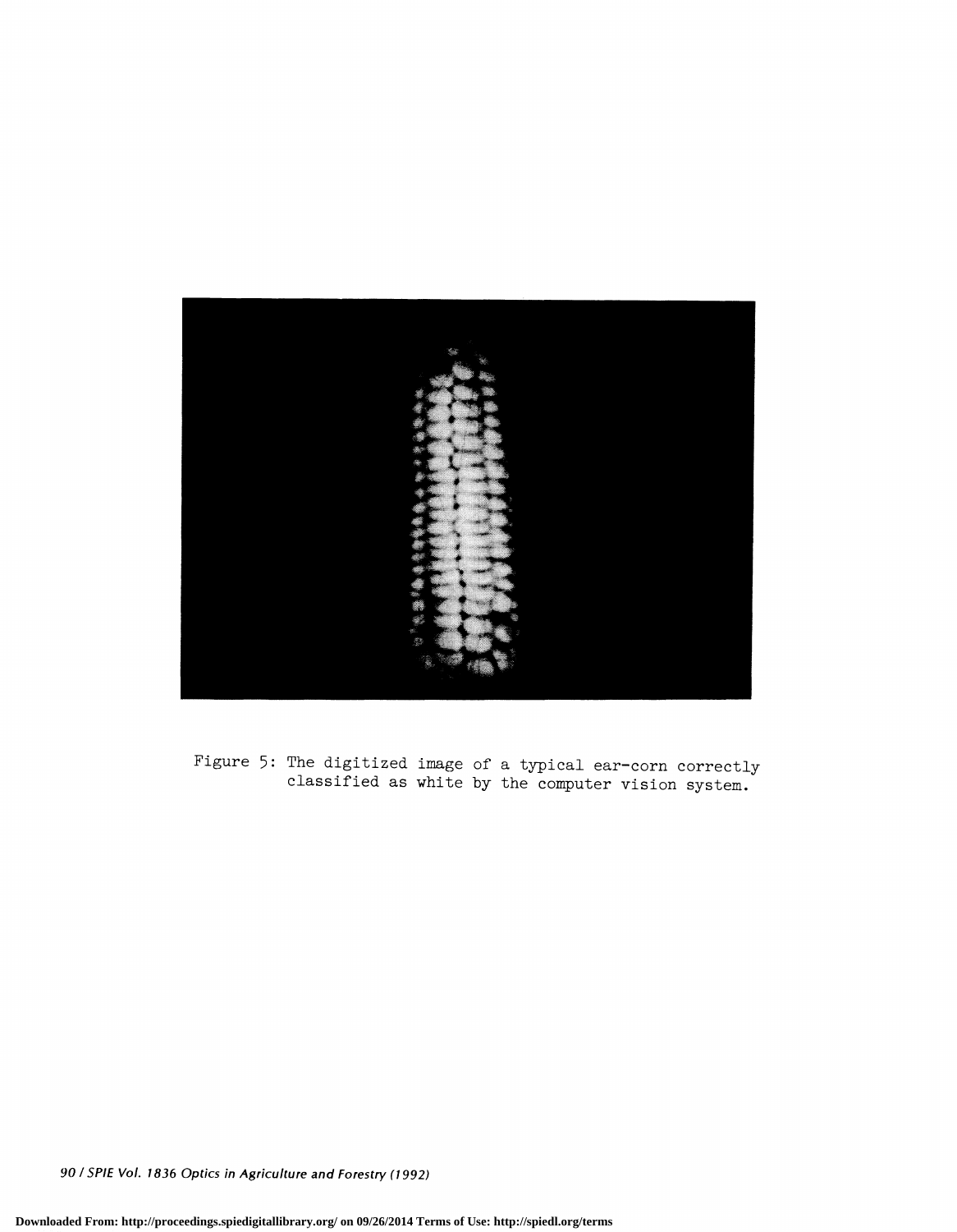Figure 5: The digitized image of a typical ear-corn correctly classified as white by the computer vision system.